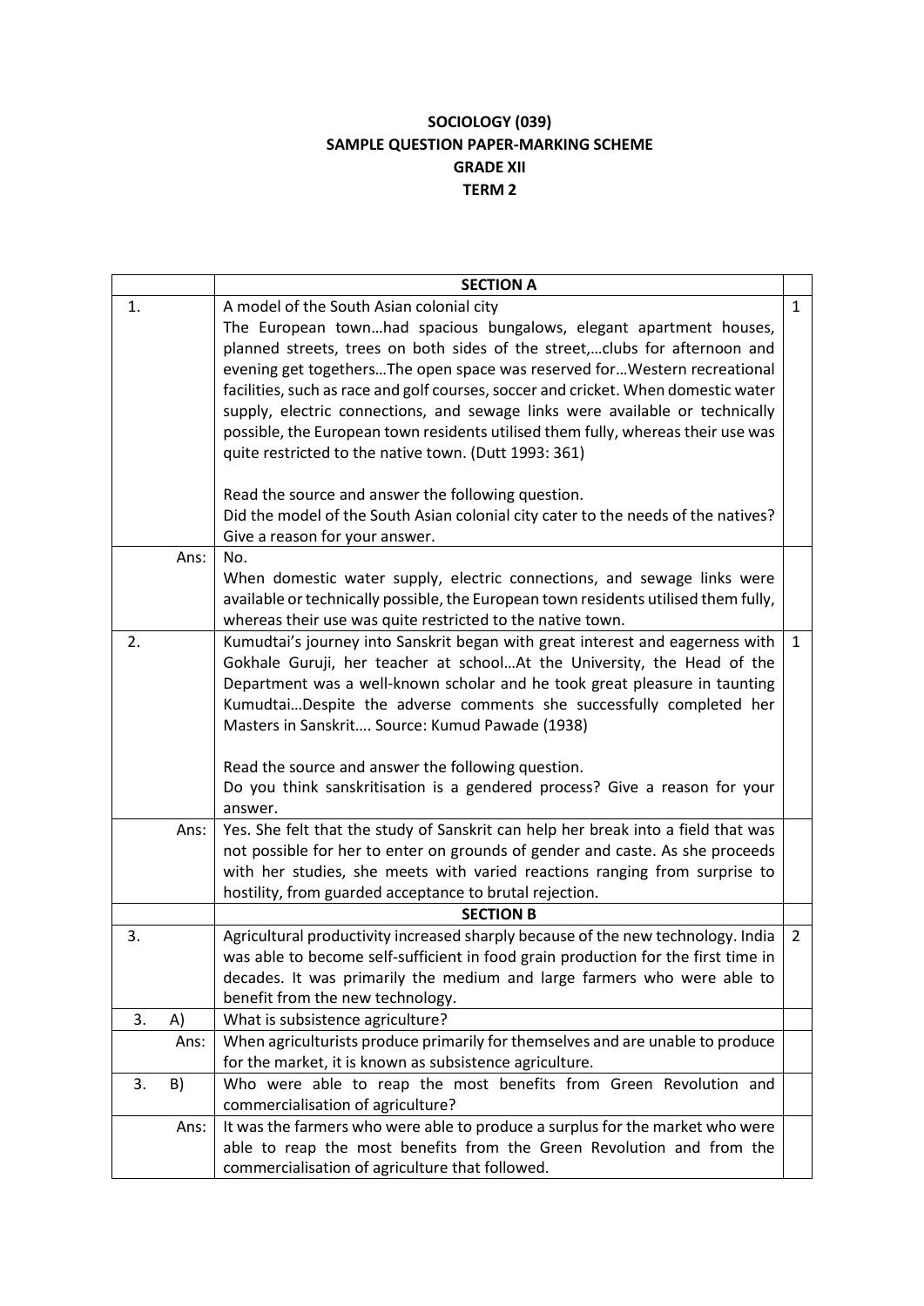**SOCIOLOGY (039)**
**SAMPLE QUESTION PAPER-MARKING SCHEME**
**GRADE XII**
**TERM 2**

| | **SECTION A** | |
|---|---|---|
| 1. | A model of the South Asian colonial city<br>The European town…had spacious bungalows, elegant apartment houses, planned streets, trees on both sides of the street,…clubs for afternoon and evening get togethers…The open space was reserved for…Western recreational facilities, such as race and golf courses, soccer and cricket. When domestic water supply, electric connections, and sewage links were available or technically possible, the European town residents utilised them fully, whereas their use was quite restricted to the native town. (Dutt 1993: 361)<br><br>Read the source and answer the following question.<br>Did the model of the South Asian colonial city cater to the needs of the natives? Give a reason for your answer. | 1 |
| Ans: | No.<br>When domestic water supply, electric connections, and sewage links were available or technically possible, the European town residents utilised them fully, whereas their use was quite restricted to the native town. | |
| 2. | Kumudtai's journey into Sanskrit began with great interest and eagerness with Gokhale Guruji, her teacher at school…At the University, the Head of the Department was a well-known scholar and he took great pleasure in taunting Kumudtai…Despite the adverse comments she successfully completed her Masters in Sanskrit…. Source: Kumud Pawade (1938)<br><br>Read the source and answer the following question.<br>Do you think sanskritisation is a gendered process? Give a reason for your answer. | 1 |
| Ans: | Yes. She felt that the study of Sanskrit can help her break into a field that was not possible for her to enter on grounds of gender and caste. As she proceeds with her studies, she meets with varied reactions ranging from surprise to hostility, from guarded acceptance to brutal rejection. | |
| | **SECTION B** | |
| 3. | Agricultural productivity increased sharply because of the new technology. India was able to become self-sufficient in food grain production for the first time in decades. It was primarily the medium and large farmers who were able to benefit from the new technology. | 2 |
| 3. A) | What is subsistence agriculture? | |
| Ans: | When agriculturists produce primarily for themselves and are unable to produce for the market, it is known as subsistence agriculture. | |
| 3. B) | Who were able to reap the most benefits from Green Revolution and commercialisation of agriculture? | |
| Ans: | It was the farmers who were able to produce a surplus for the market who were able to reap the most benefits from the Green Revolution and from the commercialisation of agriculture that followed. | |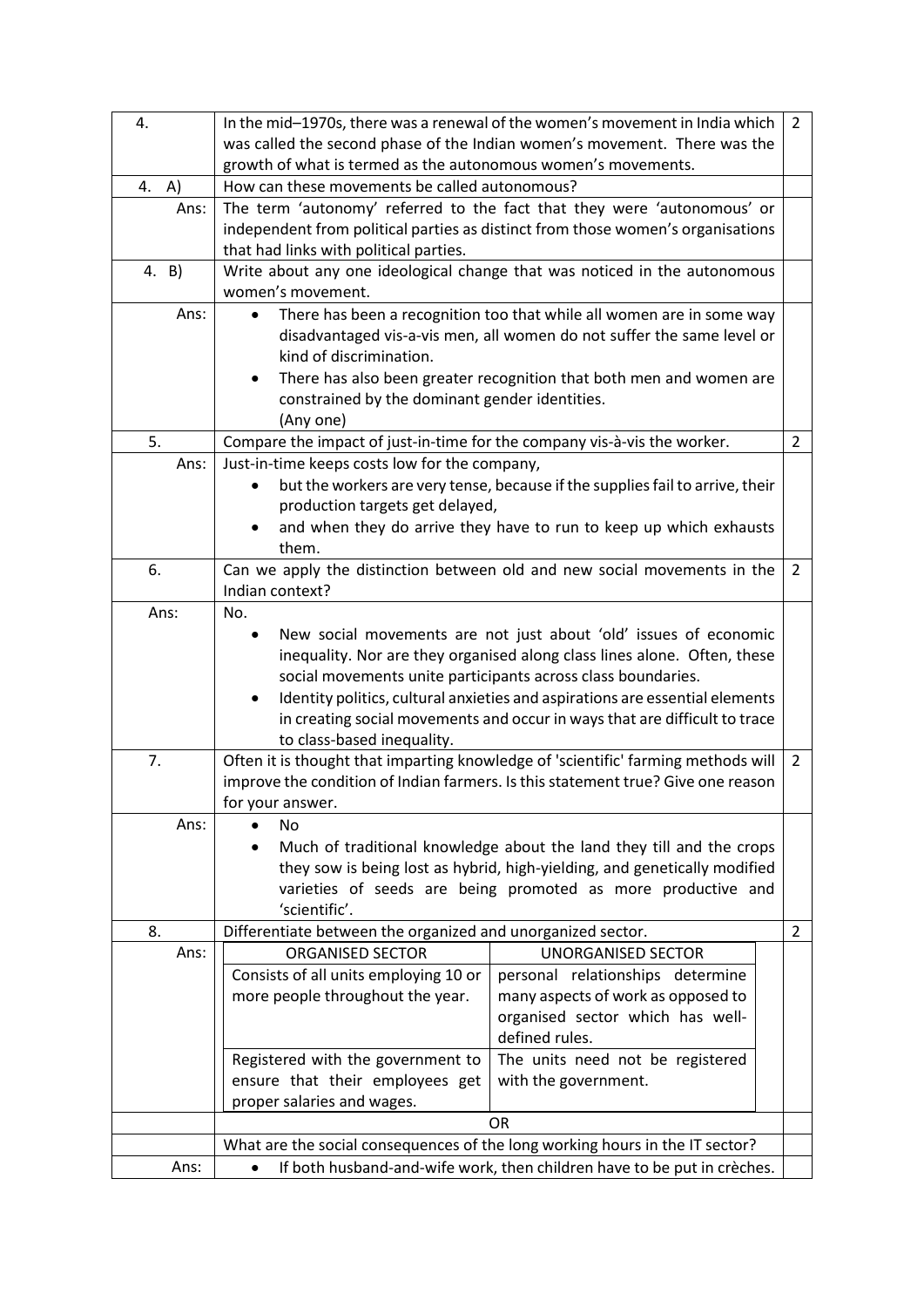| | | |
|---|---|---|
| 4. | In the mid–1970s, there was a renewal of the women's movement in India which was called the second phase of the Indian women's movement. There was the growth of what is termed as the autonomous women's movements. | 2 |
| 4. A) | How can these movements be called autonomous? | |
| Ans: | The term 'autonomy' referred to the fact that they were 'autonomous' or independent from political parties as distinct from those women's organisations that had links with political parties. | |
| 4. B) | Write about any one ideological change that was noticed in the autonomous women's movement. | |
| Ans: | • There has been a recognition too that while all women are in some way disadvantaged vis-a-vis men, all women do not suffer the same level or kind of discrimination.<br>• There has also been greater recognition that both men and women are constrained by the dominant gender identities.<br>(Any one) | |
| 5. | Compare the impact of just-in-time for the company vis-à-vis the worker. | 2 |
| Ans: | Just-in-time keeps costs low for the company,<br>• but the workers are very tense, because if the supplies fail to arrive, their production targets get delayed,<br>• and when they do arrive they have to run to keep up which exhausts them. | |
| 6. | Can we apply the distinction between old and new social movements in the Indian context? | 2 |
| Ans: | No.<br>• New social movements are not just about 'old' issues of economic inequality. Nor are they organised along class lines alone. Often, these social movements unite participants across class boundaries.<br>• Identity politics, cultural anxieties and aspirations are essential elements in creating social movements and occur in ways that are difficult to trace to class-based inequality. | |
| 7. | Often it is thought that imparting knowledge of 'scientific' farming methods will improve the condition of Indian farmers. Is this statement true? Give one reason for your answer. | 2 |
| Ans: | • No<br>• Much of traditional knowledge about the land they till and the crops they sow is being lost as hybrid, high-yielding, and genetically modified varieties of seeds are being promoted as more productive and 'scientific'. | |
| 8. | Differentiate between the organized and unorganized sector. | 2 |
| Ans: | **ORGANISED SECTOR** / **UNORGANISED SECTOR**<br>Consists of all units employing 10 or more people throughout the year. / personal relationships determine many aspects of work as opposed to organised sector which has well-defined rules.<br>Registered with the government to ensure that their employees get proper salaries and wages. / The units need not be registered with the government. | |
| | OR | |
| | What are the social consequences of the long working hours in the IT sector? | |
| Ans: | • If both husband-and-wife work, then children have to be put in crèches. | |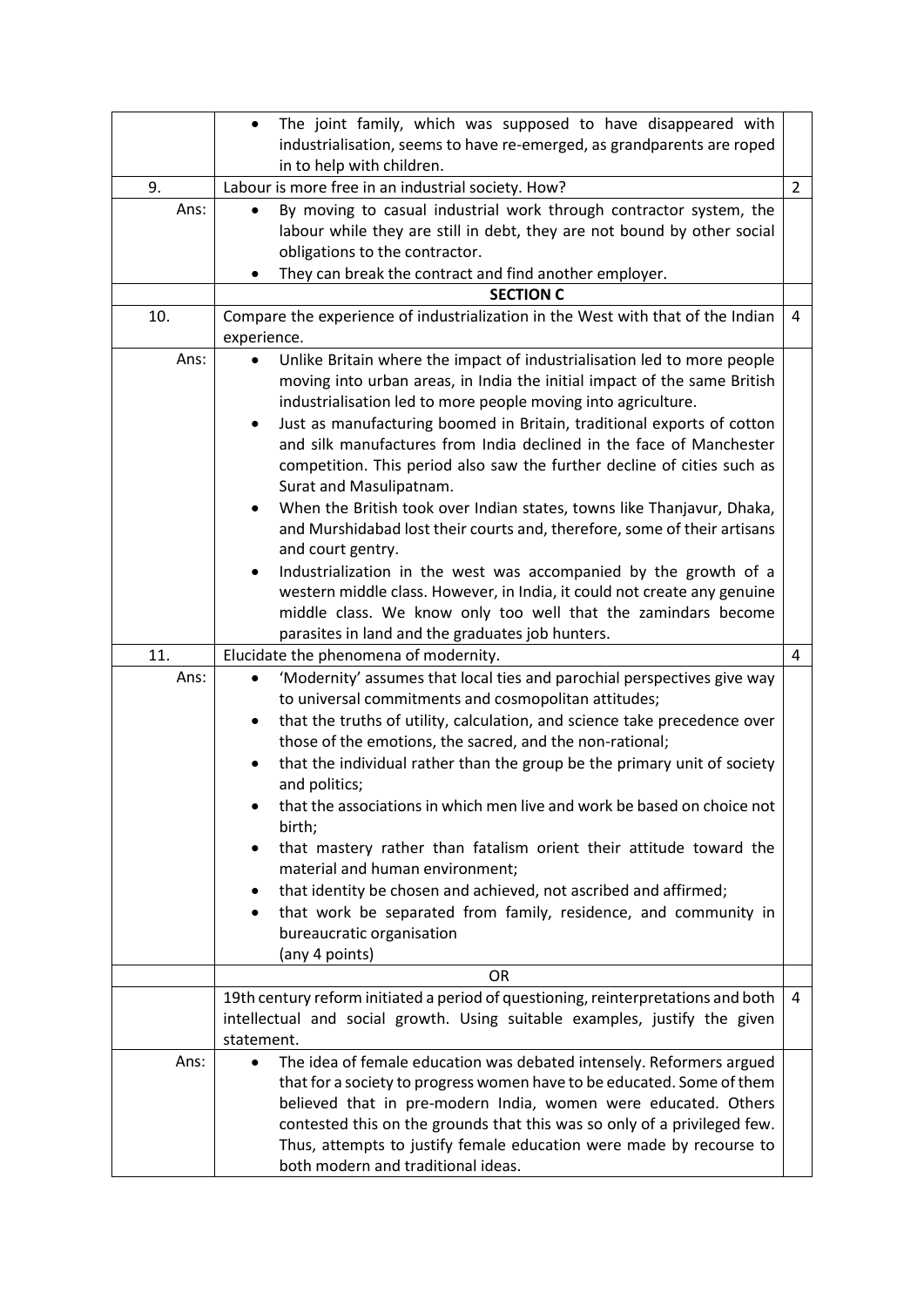| | | |
|---|---|---|
| | • The joint family, which was supposed to have disappeared with industrialisation, seems to have re-emerged, as grandparents are roped in to help with children. | |
| 9. | Labour is more free in an industrial society. How? | 2 |
| Ans: | • By moving to casual industrial work through contractor system, the labour while they are still in debt, they are not bound by other social obligations to the contractor.<br>• They can break the contract and find another employer. | |
| | **SECTION C** | |
| 10. | Compare the experience of industrialization in the West with that of the Indian experience. | 4 |
| Ans: | • Unlike Britain where the impact of industrialisation led to more people moving into urban areas, in India the initial impact of the same British industrialisation led to more people moving into agriculture.<br>• Just as manufacturing boomed in Britain, traditional exports of cotton and silk manufactures from India declined in the face of Manchester competition. This period also saw the further decline of cities such as Surat and Masulipatnam.<br>• When the British took over Indian states, towns like Thanjavur, Dhaka, and Murshidabad lost their courts and, therefore, some of their artisans and court gentry.<br>• Industrialization in the west was accompanied by the growth of a western middle class. However, in India, it could not create any genuine middle class. We know only too well that the zamindars become parasites in land and the graduates job hunters. | |
| 11. | Elucidate the phenomena of modernity. | 4 |
| Ans: | • 'Modernity' assumes that local ties and parochial perspectives give way to universal commitments and cosmopolitan attitudes;<br>• that the truths of utility, calculation, and science take precedence over those of the emotions, the sacred, and the non-rational;<br>• that the individual rather than the group be the primary unit of society and politics;<br>• that the associations in which men live and work be based on choice not birth;<br>• that mastery rather than fatalism orient their attitude toward the material and human environment;<br>• that identity be chosen and achieved, not ascribed and affirmed;<br>• that work be separated from family, residence, and community in bureaucratic organisation<br>(any 4 points) | |
| | OR | |
| | 19th century reform initiated a period of questioning, reinterpretations and both intellectual and social growth. Using suitable examples, justify the given statement. | 4 |
| Ans: | • The idea of female education was debated intensely. Reformers argued that for a society to progress women have to be educated. Some of them believed that in pre-modern India, women were educated. Others contested this on the grounds that this was so only of a privileged few. Thus, attempts to justify female education were made by recourse to both modern and traditional ideas. | |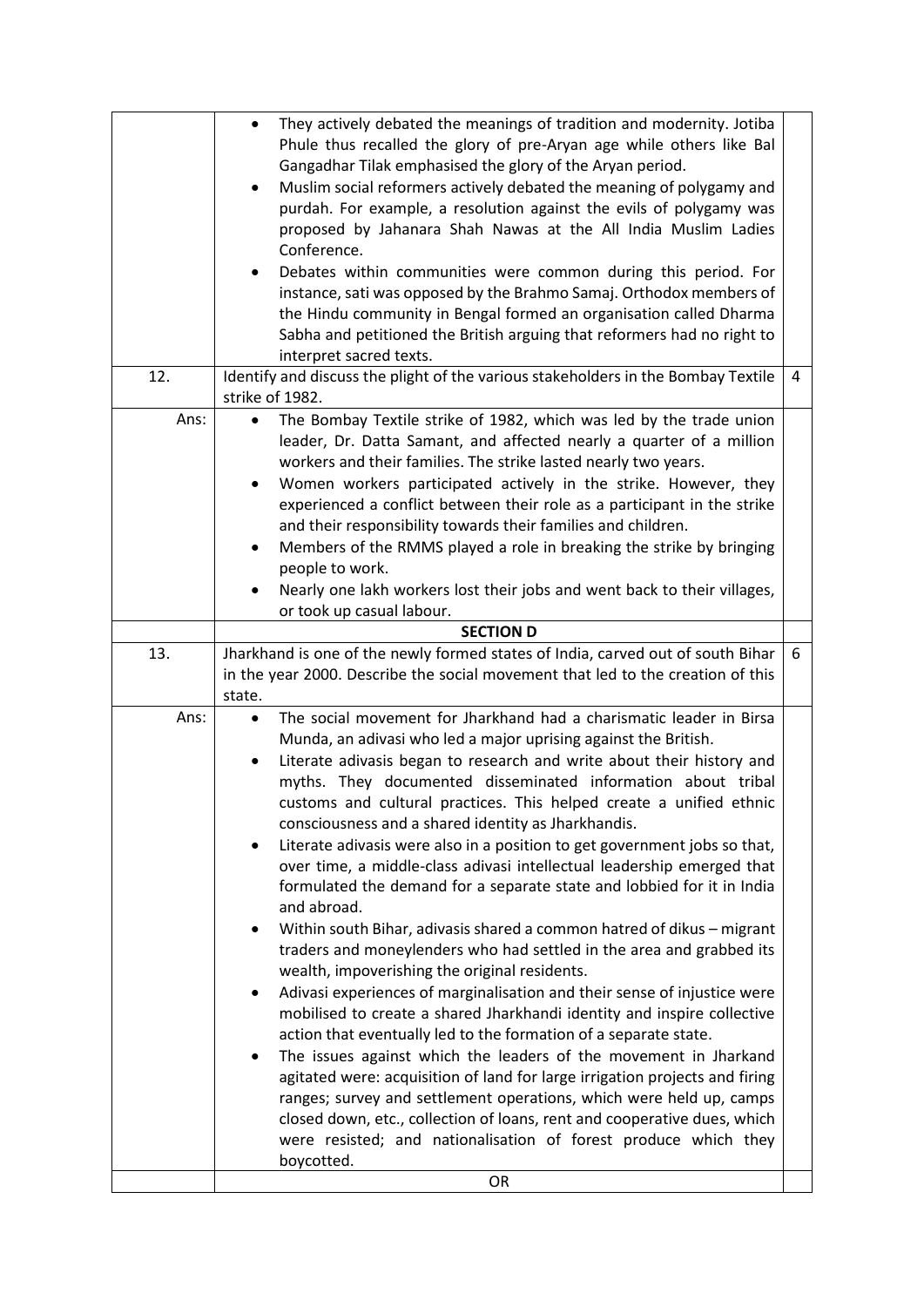| | | |
|---|---|---|
| | • They actively debated the meanings of tradition and modernity. Jotiba Phule thus recalled the glory of pre-Aryan age while others like Bal Gangadhar Tilak emphasised the glory of the Aryan period.<br>• Muslim social reformers actively debated the meaning of polygamy and purdah. For example, a resolution against the evils of polygamy was proposed by Jahanara Shah Nawas at the All India Muslim Ladies Conference.<br>• Debates within communities were common during this period. For instance, sati was opposed by the Brahmo Samaj. Orthodox members of the Hindu community in Bengal formed an organisation called Dharma Sabha and petitioned the British arguing that reformers had no right to interpret sacred texts. | |
| 12. | Identify and discuss the plight of the various stakeholders in the Bombay Textile strike of 1982. | 4 |
| Ans: | • The Bombay Textile strike of 1982, which was led by the trade union leader, Dr. Datta Samant, and affected nearly a quarter of a million workers and their families. The strike lasted nearly two years.<br>• Women workers participated actively in the strike. However, they experienced a conflict between their role as a participant in the strike and their responsibility towards their families and children.<br>• Members of the RMMS played a role in breaking the strike by bringing people to work.<br>• Nearly one lakh workers lost their jobs and went back to their villages, or took up casual labour. | |
| | **SECTION D** | |
| 13. | Jharkhand is one of the newly formed states of India, carved out of south Bihar in the year 2000. Describe the social movement that led to the creation of this state. | 6 |
| Ans: | • The social movement for Jharkhand had a charismatic leader in Birsa Munda, an adivasi who led a major uprising against the British.<br>• Literate adivasis began to research and write about their history and myths. They documented disseminated information about tribal customs and cultural practices. This helped create a unified ethnic consciousness and a shared identity as Jharkhandis.<br>• Literate adivasis were also in a position to get government jobs so that, over time, a middle-class adivasi intellectual leadership emerged that formulated the demand for a separate state and lobbied for it in India and abroad.<br>• Within south Bihar, adivasis shared a common hatred of dikus – migrant traders and moneylenders who had settled in the area and grabbed its wealth, impoverishing the original residents.<br>• Adivasi experiences of marginalisation and their sense of injustice were mobilised to create a shared Jharkhandi identity and inspire collective action that eventually led to the formation of a separate state.<br>• The issues against which the leaders of the movement in Jharkand agitated were: acquisition of land for large irrigation projects and firing ranges; survey and settlement operations, which were held up, camps closed down, etc., collection of loans, rent and cooperative dues, which were resisted; and nationalisation of forest produce which they boycotted. | |
| | OR | |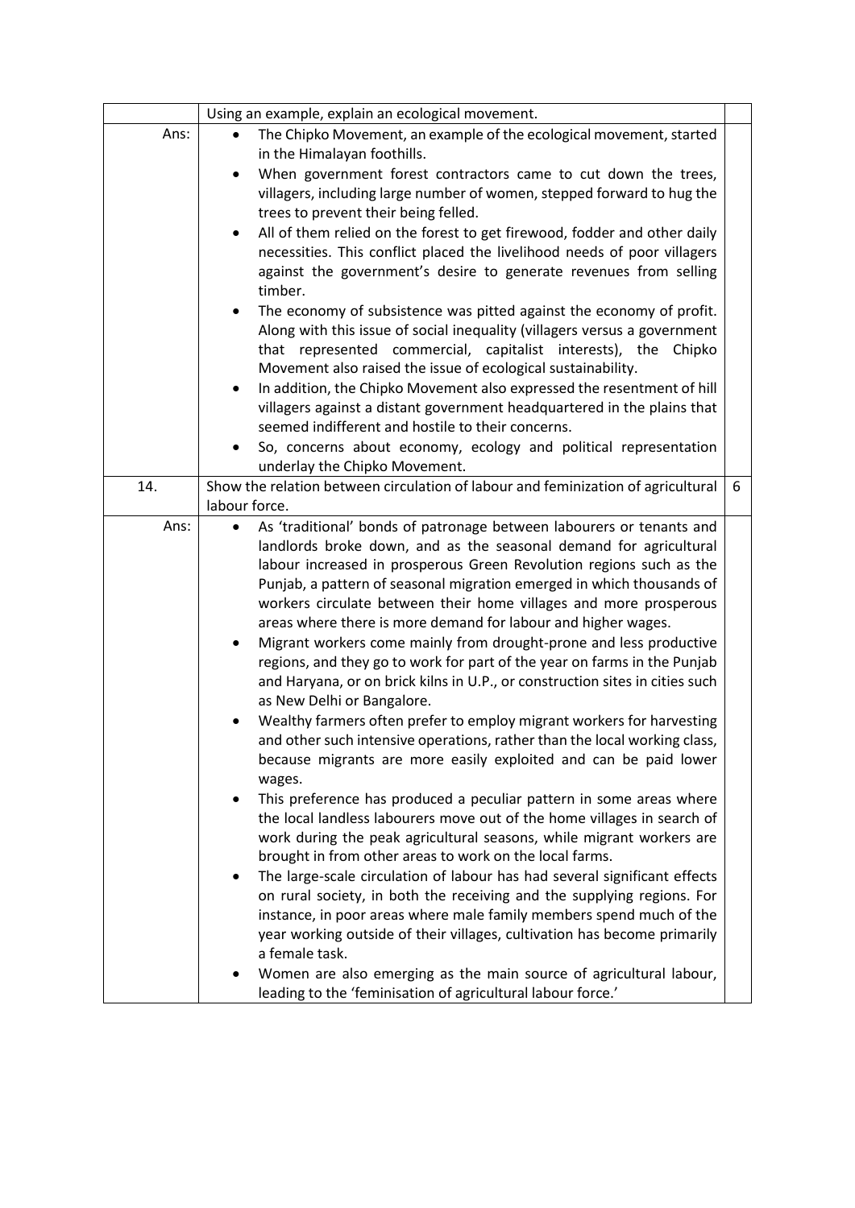| | | |
|---|---|---|
| | Using an example, explain an ecological movement. | |
| Ans: | • The Chipko Movement, an example of the ecological movement, started in the Himalayan foothills.<br>• When government forest contractors came to cut down the trees, villagers, including large number of women, stepped forward to hug the trees to prevent their being felled.<br>• All of them relied on the forest to get firewood, fodder and other daily necessities. This conflict placed the livelihood needs of poor villagers against the government's desire to generate revenues from selling timber.<br>• The economy of subsistence was pitted against the economy of profit. Along with this issue of social inequality (villagers versus a government that represented commercial, capitalist interests), the Chipko Movement also raised the issue of ecological sustainability.<br>• In addition, the Chipko Movement also expressed the resentment of hill villagers against a distant government headquartered in the plains that seemed indifferent and hostile to their concerns.<br>• So, concerns about economy, ecology and political representation underlay the Chipko Movement. | |
| 14. | Show the relation between circulation of labour and feminization of agricultural labour force. | 6 |
| Ans: | • As 'traditional' bonds of patronage between labourers or tenants and landlords broke down, and as the seasonal demand for agricultural labour increased in prosperous Green Revolution regions such as the Punjab, a pattern of seasonal migration emerged in which thousands of workers circulate between their home villages and more prosperous areas where there is more demand for labour and higher wages.<br>• Migrant workers come mainly from drought-prone and less productive regions, and they go to work for part of the year on farms in the Punjab and Haryana, or on brick kilns in U.P., or construction sites in cities such as New Delhi or Bangalore.<br>• Wealthy farmers often prefer to employ migrant workers for harvesting and other such intensive operations, rather than the local working class, because migrants are more easily exploited and can be paid lower wages.<br>• This preference has produced a peculiar pattern in some areas where the local landless labourers move out of the home villages in search of work during the peak agricultural seasons, while migrant workers are brought in from other areas to work on the local farms.<br>• The large-scale circulation of labour has had several significant effects on rural society, in both the receiving and the supplying regions. For instance, in poor areas where male family members spend much of the year working outside of their villages, cultivation has become primarily a female task.<br>• Women are also emerging as the main source of agricultural labour, leading to the 'feminisation of agricultural labour force.' | |